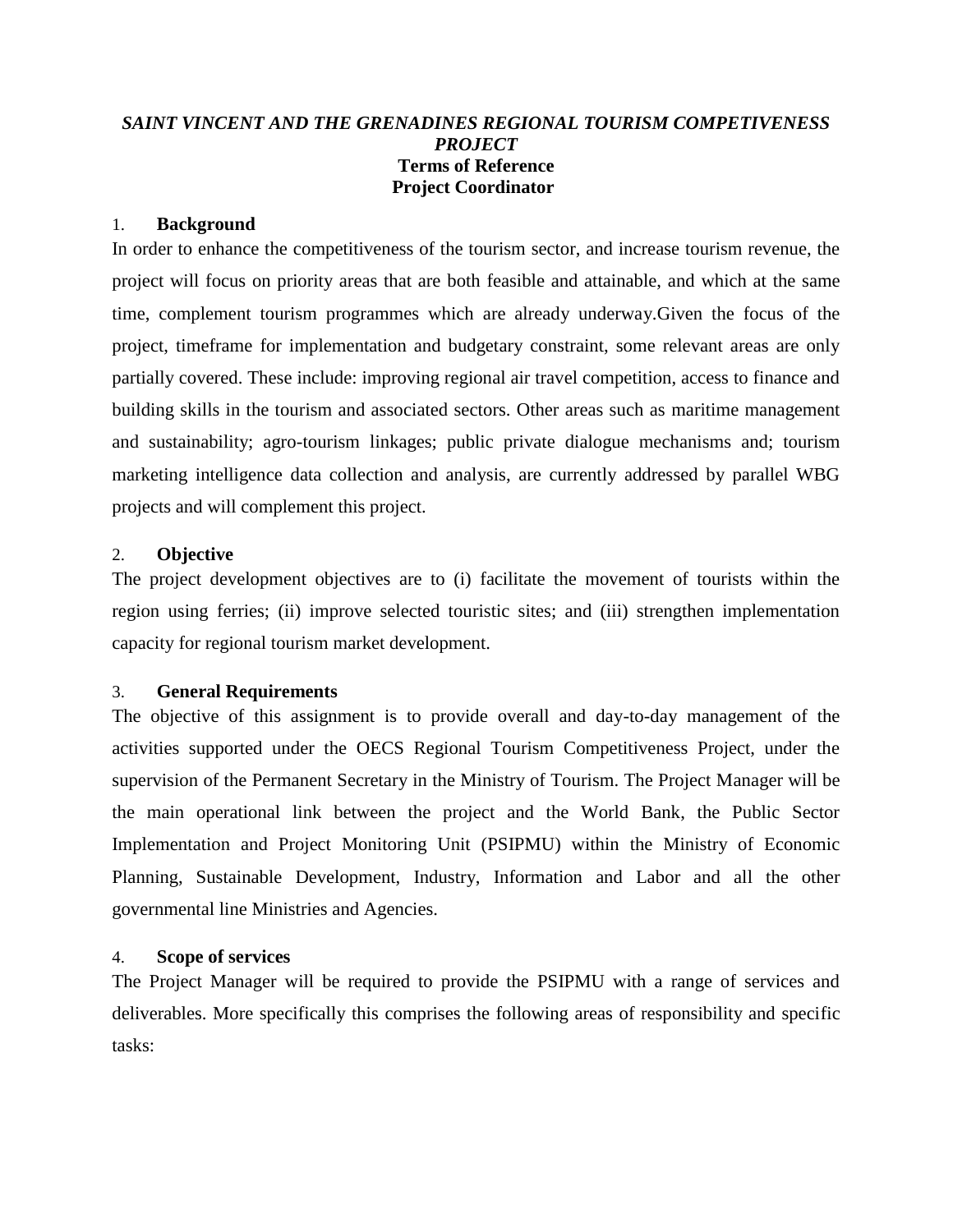***SAINT VINCENT AND THE GRENADINES REGIONAL TOURISM COMPETIVENESS PROJECT***

**Terms of Reference**

**Project Coordinator**

## 1. Background

In order to enhance the competitiveness of the tourism sector, and increase tourism revenue, the project will focus on priority areas that are both feasible and attainable, and which at the same time, complement tourism programmes which are already underway.Given the focus of the project, timeframe for implementation and budgetary constraint, some relevant areas are only partially covered. These include: improving regional air travel competition, access to finance and building skills in the tourism and associated sectors. Other areas such as maritime management and sustainability; agro-tourism linkages; public private dialogue mechanisms and; tourism marketing intelligence data collection and analysis, are currently addressed by parallel WBG projects and will complement this project.

## 2. Objective

The project development objectives are to (i) facilitate the movement of tourists within the region using ferries; (ii) improve selected touristic sites; and (iii) strengthen implementation capacity for regional tourism market development.

## 3. General Requirements

The objective of this assignment is to provide overall and day-to-day management of the activities supported under the OECS Regional Tourism Competitiveness Project, under the supervision of the Permanent Secretary in the Ministry of Tourism. The Project Manager will be the main operational link between the project and the World Bank, the Public Sector Implementation and Project Monitoring Unit (PSIPMU) within the Ministry of Economic Planning, Sustainable Development, Industry, Information and Labor and all the other governmental line Ministries and Agencies.

## 4. Scope of services

The Project Manager will be required to provide the PSIPMU with a range of services and deliverables. More specifically this comprises the following areas of responsibility and specific tasks: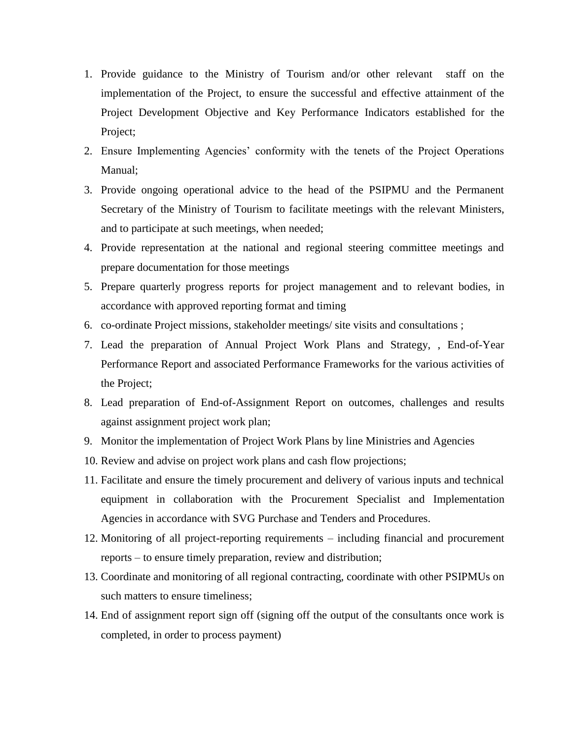1. Provide guidance to the Ministry of Tourism and/or other relevant staff on the implementation of the Project, to ensure the successful and effective attainment of the Project Development Objective and Key Performance Indicators established for the Project;
2. Ensure Implementing Agencies' conformity with the tenets of the Project Operations Manual;
3. Provide ongoing operational advice to the head of the PSIPMU and the Permanent Secretary of the Ministry of Tourism to facilitate meetings with the relevant Ministers, and to participate at such meetings, when needed;
4. Provide representation at the national and regional steering committee meetings and prepare documentation for those meetings
5. Prepare quarterly progress reports for project management and to relevant bodies, in accordance with approved reporting format and timing
6. co-ordinate Project missions, stakeholder meetings/ site visits and consultations ;
7. Lead the preparation of Annual Project Work Plans and Strategy, , End-of-Year Performance Report and associated Performance Frameworks for the various activities of the Project;
8. Lead preparation of End-of-Assignment Report on outcomes, challenges and results against assignment project work plan;
9. Monitor the implementation of Project Work Plans by line Ministries and Agencies
10. Review and advise on project work plans and cash flow projections;
11. Facilitate and ensure the timely procurement and delivery of various inputs and technical equipment in collaboration with the Procurement Specialist and Implementation Agencies in accordance with SVG Purchase and Tenders and Procedures.
12. Monitoring of all project-reporting requirements – including financial and procurement reports – to ensure timely preparation, review and distribution;
13. Coordinate and monitoring of all regional contracting, coordinate with other PSIPMUs on such matters to ensure timeliness;
14. End of assignment report sign off (signing off the output of the consultants once work is completed, in order to process payment)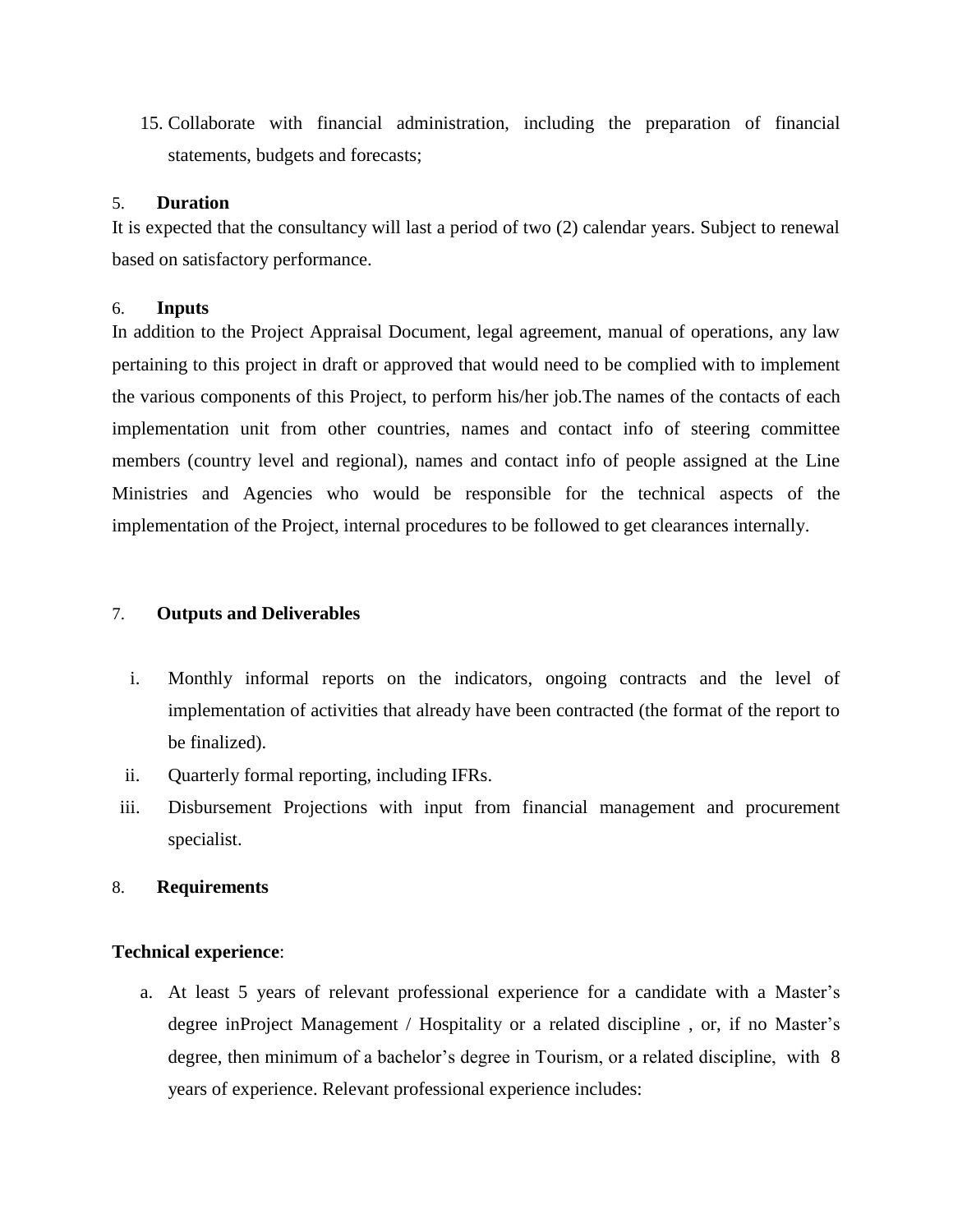15. Collaborate with financial administration, including the preparation of financial statements, budgets and forecasts;

## 5. Duration

It is expected that the consultancy will last a period of two (2) calendar years. Subject to renewal based on satisfactory performance.

## 6. Inputs

In addition to the Project Appraisal Document, legal agreement, manual of operations, any law pertaining to this project in draft or approved that would need to be complied with to implement the various components of this Project, to perform his/her job.The names of the contacts of each implementation unit from other countries, names and contact info of steering committee members (country level and regional), names and contact info of people assigned at the Line Ministries and Agencies who would be responsible for the technical aspects of the implementation of the Project, internal procedures to be followed to get clearances internally.

## 7. Outputs and Deliverables

i. Monthly informal reports on the indicators, ongoing contracts and the level of implementation of activities that already have been contracted (the format of the report to be finalized).
ii. Quarterly formal reporting, including IFRs.
iii. Disbursement Projections with input from financial management and procurement specialist.

## 8. Requirements

**Technical experience**:

a. At least 5 years of relevant professional experience for a candidate with a Master's degree inProject Management / Hospitality or a related discipline , or, if no Master's degree, then minimum of a bachelor's degree in Tourism, or a related discipline, with 8 years of experience. Relevant professional experience includes: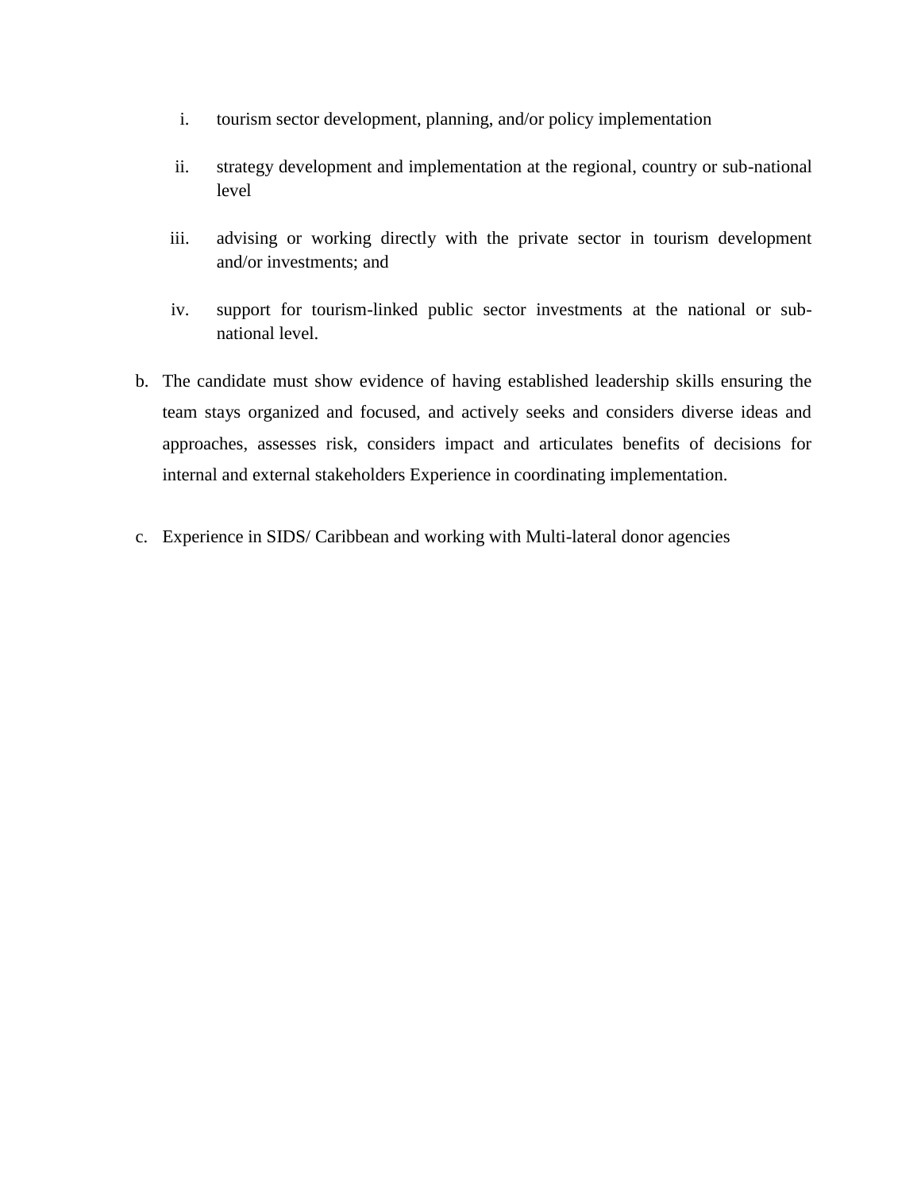i. tourism sector development, planning, and/or policy implementation

ii. strategy development and implementation at the regional, country or sub-national level

iii. advising or working directly with the private sector in tourism development and/or investments; and

iv. support for tourism-linked public sector investments at the national or sub-national level.

b. The candidate must show evidence of having established leadership skills ensuring the team stays organized and focused, and actively seeks and considers diverse ideas and approaches, assesses risk, considers impact and articulates benefits of decisions for internal and external stakeholders Experience in coordinating implementation.

c. Experience in SIDS/ Caribbean and working with Multi-lateral donor agencies